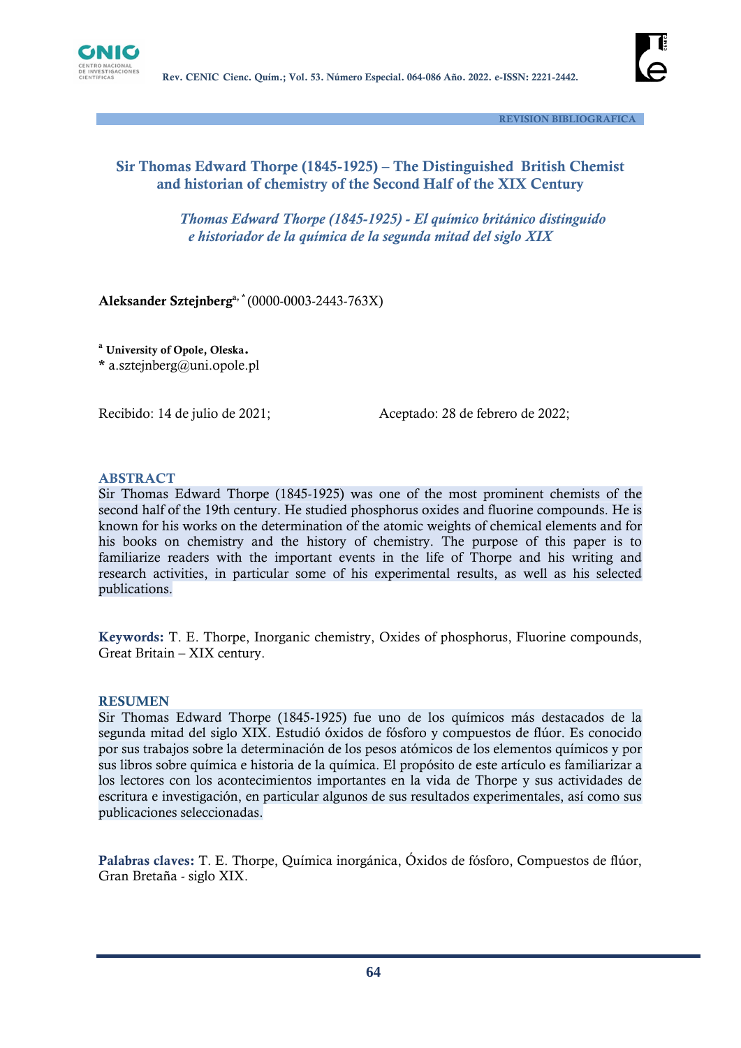REVISION BIBLIOGRAFICA

# Sir Thomas Edward Thorpe (1845-1925) – The Distinguished British Chemist and historian of chemistry of the Second Half of the XIX Century

## *Thomas Edward Thorpe (1845-1925) - El químico británico distinguido e historiador de la química de la segunda mitad del siglo XIX*

**Aleksander Sztejnberg**[a, *] (0000-0003-2443-763X)

[a] **University of Opole, Oleska.**
\* a.sztejnberg@uni.opole.pl

Recibido: 14 de julio de 2021; Aceptado: 28 de febrero de 2022;

### ABSTRACT

Sir Thomas Edward Thorpe (1845-1925) was one of the most prominent chemists of the second half of the 19th century. He studied phosphorus oxides and fluorine compounds. He is known for his works on the determination of the atomic weights of chemical elements and for his books on chemistry and the history of chemistry. The purpose of this paper is to familiarize readers with the important events in the life of Thorpe and his writing and research activities, in particular some of his experimental results, as well as his selected publications.

**Keywords:** T. E. Thorpe, Inorganic chemistry, Oxides of phosphorus, Fluorine compounds, Great Britain – XIX century.

### RESUMEN

Sir Thomas Edward Thorpe (1845-1925) fue uno de los químicos más destacados de la segunda mitad del siglo XIX. Estudió óxidos de fósforo y compuestos de flúor. Es conocido por sus trabajos sobre la determinación de los pesos atómicos de los elementos químicos y por sus libros sobre química e historia de la química. El propósito de este artículo es familiarizar a los lectores con los acontecimientos importantes en la vida de Thorpe y sus actividades de escritura e investigación, en particular algunos de sus resultados experimentales, así como sus publicaciones seleccionadas.

**Palabras claves:** T. E. Thorpe, Química inorgánica, Óxidos de fósforo, Compuestos de flúor, Gran Bretaña - siglo XIX.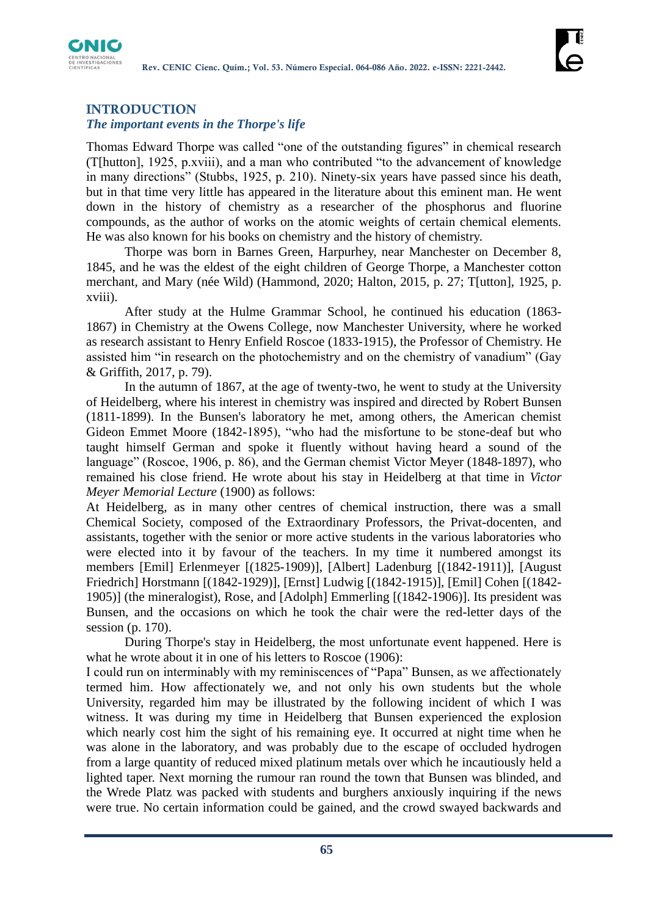## INTRODUCTION

### *The important events in the Thorpe's life*

Thomas Edward Thorpe was called "one of the outstanding figures" in chemical research (T[hutton], 1925, p.xviii), and a man who contributed "to the advancement of knowledge in many directions" (Stubbs, 1925, p. 210). Ninety-six years have passed since his death, but in that time very little has appeared in the literature about this eminent man. He went down in the history of chemistry as a researcher of the phosphorus and fluorine compounds, as the author of works on the atomic weights of certain chemical elements. He was also known for his books on chemistry and the history of chemistry.

Thorpe was born in Barnes Green, Harpurhey, near Manchester on December 8, 1845, and he was the eldest of the eight children of George Thorpe, a Manchester cotton merchant, and Mary (née Wild) (Hammond, 2020; Halton, 2015, p. 27; T[utton], 1925, p. xviii).

After study at the Hulme Grammar School, he continued his education (1863-1867) in Chemistry at the Owens College, now Manchester University, where he worked as research assistant to Henry Enfield Roscoe (1833-1915), the Professor of Chemistry. He assisted him "in research on the photochemistry and on the chemistry of vanadium" (Gay & Griffith, 2017, p. 79).

In the autumn of 1867, at the age of twenty-two, he went to study at the University of Heidelberg, where his interest in chemistry was inspired and directed by Robert Bunsen (1811-1899). In the Bunsen's laboratory he met, among others, the American chemist Gideon Emmet Moore (1842-1895), "who had the misfortune to be stone-deaf but who taught himself German and spoke it fluently without having heard a sound of the language" (Roscoe, 1906, p. 86), and the German chemist Victor Meyer (1848-1897), who remained his close friend. He wrote about his stay in Heidelberg at that time in *Victor Meyer Memorial Lecture* (1900) as follows:

At Heidelberg, as in many other centres of chemical instruction, there was a small Chemical Society, composed of the Extraordinary Professors, the Privat-docenten, and assistants, together with the senior or more active students in the various laboratories who were elected into it by favour of the teachers. In my time it numbered amongst its members [Emil] Erlenmeyer [(1825-1909)], [Albert] Ladenburg [(1842-1911)], [August Friedrich] Horstmann [(1842-1929)], [Ernst] Ludwig [(1842-1915)], [Emil] Cohen [(1842-1905)] (the mineralogist), Rose, and [Adolph] Emmerling [(1842-1906)]. Its president was Bunsen, and the occasions on which he took the chair were the red-letter days of the session (p. 170).

During Thorpe's stay in Heidelberg, the most unfortunate event happened. Here is what he wrote about it in one of his letters to Roscoe (1906):

I could run on interminably with my reminiscences of "Papa" Bunsen, as we affectionately termed him. How affectionately we, and not only his own students but the whole University, regarded him may be illustrated by the following incident of which I was witness. It was during my time in Heidelberg that Bunsen experienced the explosion which nearly cost him the sight of his remaining eye. It occurred at night time when he was alone in the laboratory, and was probably due to the escape of occluded hydrogen from a large quantity of reduced mixed platinum metals over which he incautiously held a lighted taper. Next morning the rumour ran round the town that Bunsen was blinded, and the Wrede Platz was packed with students and burghers anxiously inquiring if the news were true. No certain information could be gained, and the crowd swayed backwards and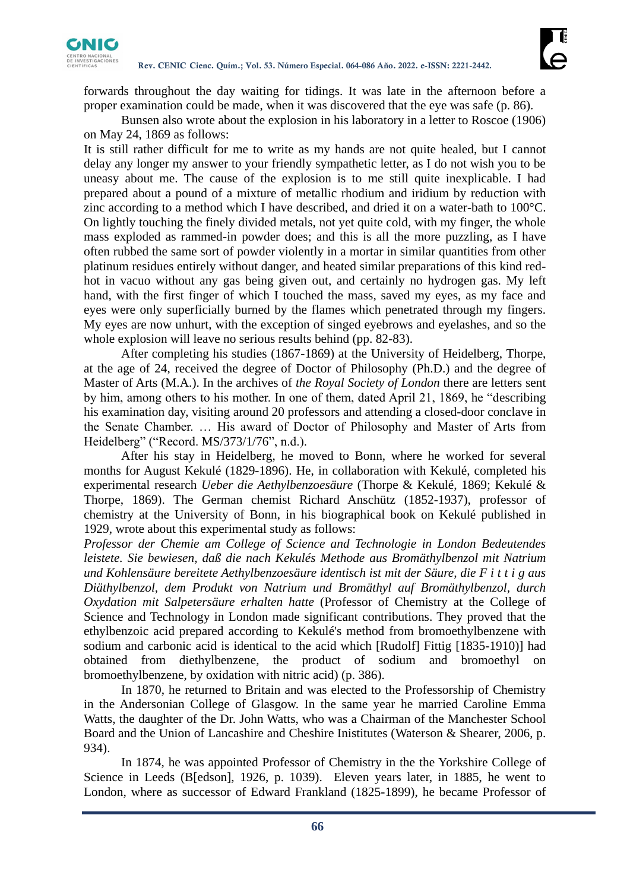forwards throughout the day waiting for tidings. It was late in the afternoon before a proper examination could be made, when it was discovered that the eye was safe (p. 86).

Bunsen also wrote about the explosion in his laboratory in a letter to Roscoe (1906) on May 24, 1869 as follows:

It is still rather difficult for me to write as my hands are not quite healed, but I cannot delay any longer my answer to your friendly sympathetic letter, as I do not wish you to be uneasy about me. The cause of the explosion is to me still quite inexplicable. I had prepared about a pound of a mixture of metallic rhodium and iridium by reduction with zinc according to a method which I have described, and dried it on a water-bath to 100°C. On lightly touching the finely divided metals, not yet quite cold, with my finger, the whole mass exploded as rammed-in powder does; and this is all the more puzzling, as I have often rubbed the same sort of powder violently in a mortar in similar quantities from other platinum residues entirely without danger, and heated similar preparations of this kind red-hot in vacuo without any gas being given out, and certainly no hydrogen gas. My left hand, with the first finger of which I touched the mass, saved my eyes, as my face and eyes were only superficially burned by the flames which penetrated through my fingers. My eyes are now unhurt, with the exception of singed eyebrows and eyelashes, and so the whole explosion will leave no serious results behind (pp. 82-83).

After completing his studies (1867-1869) at the University of Heidelberg, Thorpe, at the age of 24, received the degree of Doctor of Philosophy (Ph.D.) and the degree of Master of Arts (M.A.). In the archives of *the Royal Society of London* there are letters sent by him, among others to his mother. In one of them, dated April 21, 1869, he "describing his examination day, visiting around 20 professors and attending a closed-door conclave in the Senate Chamber. … His award of Doctor of Philosophy and Master of Arts from Heidelberg" ("Record. MS/373/1/76", n.d.).

After his stay in Heidelberg, he moved to Bonn, where he worked for several months for August Kekulé (1829-1896). He, in collaboration with Kekulé, completed his experimental research *Ueber die Aethylbenzoesäure* (Thorpe & Kekulé, 1869; Kekulé & Thorpe, 1869). The German chemist Richard Anschütz (1852-1937), professor of chemistry at the University of Bonn, in his biographical book on Kekulé published in 1929, wrote about this experimental study as follows:

*Professor der Chemie am College of Science and Technologie in London Bedeutendes leistete. Sie bewiesen, daß die nach Kekulés Methode aus Bromäthylbenzol mit Natrium und Kohlensäure bereitete Aethylbenzoesäure identisch ist mit der Säure, die F i t t i g aus Diäthylbenzol, dem Produkt von Natrium und Bromäthyl auf Bromäthylbenzol, durch Oxydation mit Salpetersäure erhalten hatte* (Professor of Chemistry at the College of Science and Technology in London made significant contributions. They proved that the ethylbenzoic acid prepared according to Kekulé's method from bromoethylbenzene with sodium and carbonic acid is identical to the acid which [Rudolf] Fittig [1835-1910)] had obtained from diethylbenzene, the product of sodium and bromoethyl on bromoethylbenzene, by oxidation with nitric acid) (p. 386).

In 1870, he returned to Britain and was elected to the Professorship of Chemistry in the Andersonian College of Glasgow. In the same year he married Caroline Emma Watts, the daughter of the Dr. John Watts, who was a Chairman of the Manchester School Board and the Union of Lancashire and Cheshire Inistitutes (Waterson & Shearer, 2006, p. 934).

In 1874, he was appointed Professor of Chemistry in the the Yorkshire College of Science in Leeds (B[edson], 1926, p. 1039). Eleven years later, in 1885, he went to London, where as successor of Edward Frankland (1825-1899), he became Professor of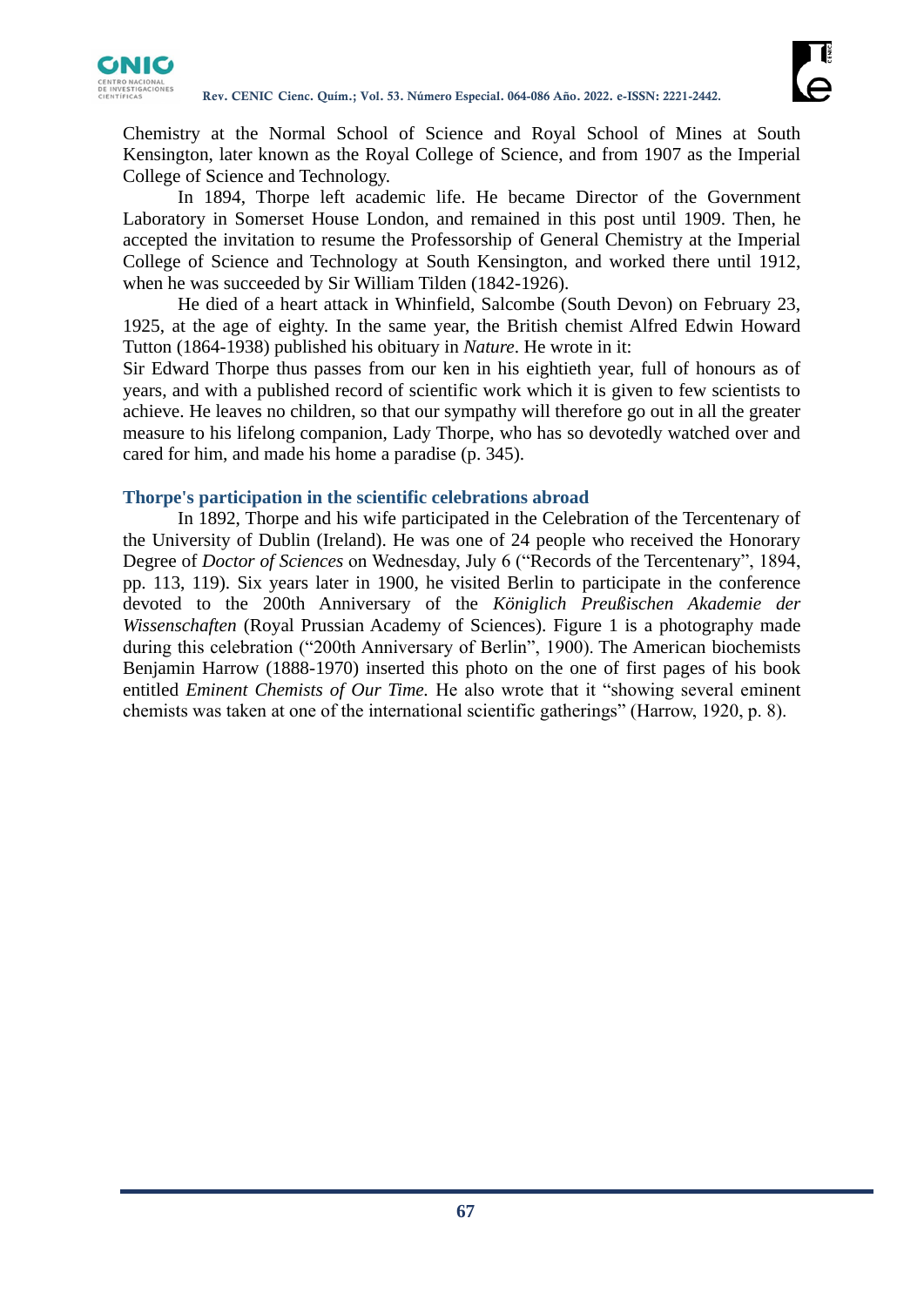Chemistry at the Normal School of Science and Royal School of Mines at South Kensington, later known as the Royal College of Science, and from 1907 as the Imperial College of Science and Technology.

In 1894, Thorpe left academic life. He became Director of the Government Laboratory in Somerset House London, and remained in this post until 1909. Then, he accepted the invitation to resume the Professorship of General Chemistry at the Imperial College of Science and Technology at South Kensington, and worked there until 1912, when he was succeeded by Sir William Tilden (1842-1926).

He died of a heart attack in Whinfield, Salcombe (South Devon) on February 23, 1925, at the age of eighty. In the same year, the British chemist Alfred Edwin Howard Tutton (1864-1938) published his obituary in *Nature*. He wrote in it:

Sir Edward Thorpe thus passes from our ken in his eightieth year, full of honours as of years, and with a published record of scientific work which it is given to few scientists to achieve. He leaves no children, so that our sympathy will therefore go out in all the greater measure to his lifelong companion, Lady Thorpe, who has so devotedly watched over and cared for him, and made his home a paradise (p. 345).

## Thorpe's participation in the scientific celebrations abroad

In 1892, Thorpe and his wife participated in the Celebration of the Tercentenary of the University of Dublin (Ireland). He was one of 24 people who received the Honorary Degree of *Doctor of Sciences* on Wednesday, July 6 ("Records of the Tercentenary", 1894, pp. 113, 119). Six years later in 1900, he visited Berlin to participate in the conference devoted to the 200th Anniversary of the *Königlich Preußischen Akademie der Wissenschaften* (Royal Prussian Academy of Sciences). Figure 1 is a photography made during this celebration ("200th Anniversary of Berlin", 1900). The American biochemists Benjamin Harrow (1888-1970) inserted this photo on the one of first pages of his book entitled *Eminent Chemists of Our Time.* He also wrote that it "showing several eminent chemists was taken at one of the international scientific gatherings" (Harrow, 1920, p. 8).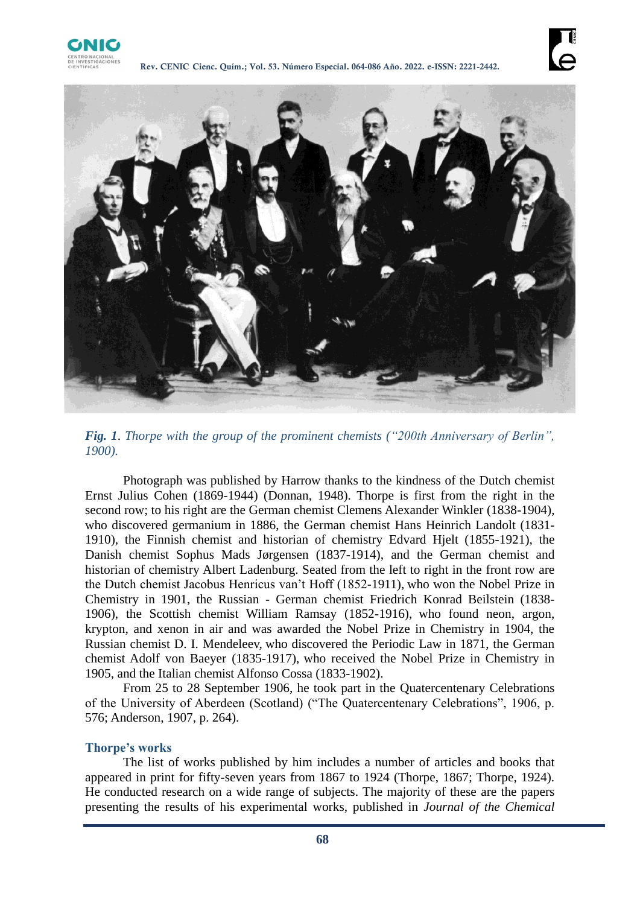*Fig. 1. Thorpe with the group of the prominent chemists ("200th Anniversary of Berlin", 1900).*

Photograph was published by Harrow thanks to the kindness of the Dutch chemist Ernst Julius Cohen (1869-1944) (Donnan, 1948). Thorpe is first from the right in the second row; to his right are the German chemist Clemens Alexander Winkler (1838-1904), who discovered germanium in 1886, the German chemist Hans Heinrich Landolt (1831-1910), the Finnish chemist and historian of chemistry Edvard Hjelt (1855-1921), the Danish chemist Sophus Mads Jørgensen (1837-1914), and the German chemist and historian of chemistry Albert Ladenburg. Seated from the left to right in the front row are the Dutch chemist Jacobus Henricus van't Hoff (1852-1911), who won the Nobel Prize in Chemistry in 1901, the Russian - German chemist Friedrich Konrad Beilstein (1838-1906), the Scottish chemist William Ramsay (1852-1916), who found neon, argon, krypton, and xenon in air and was awarded the Nobel Prize in Chemistry in 1904, the Russian chemist D. I. Mendeleev, who discovered the Periodic Law in 1871, the German chemist Adolf von Baeyer (1835-1917), who received the Nobel Prize in Chemistry in 1905, and the Italian chemist Alfonso Cossa (1833-1902).

From 25 to 28 September 1906, he took part in the Quatercentenary Celebrations of the University of Aberdeen (Scotland) ("The Quatercentenary Celebrations", 1906, p. 576; Anderson, 1907, p. 264).

## Thorpe's works

The list of works published by him includes a number of articles and books that appeared in print for fifty-seven years from 1867 to 1924 (Thorpe, 1867; Thorpe, 1924). He conducted research on a wide range of subjects. The majority of these are the papers presenting the results of his experimental works, published in *Journal of the Chemical*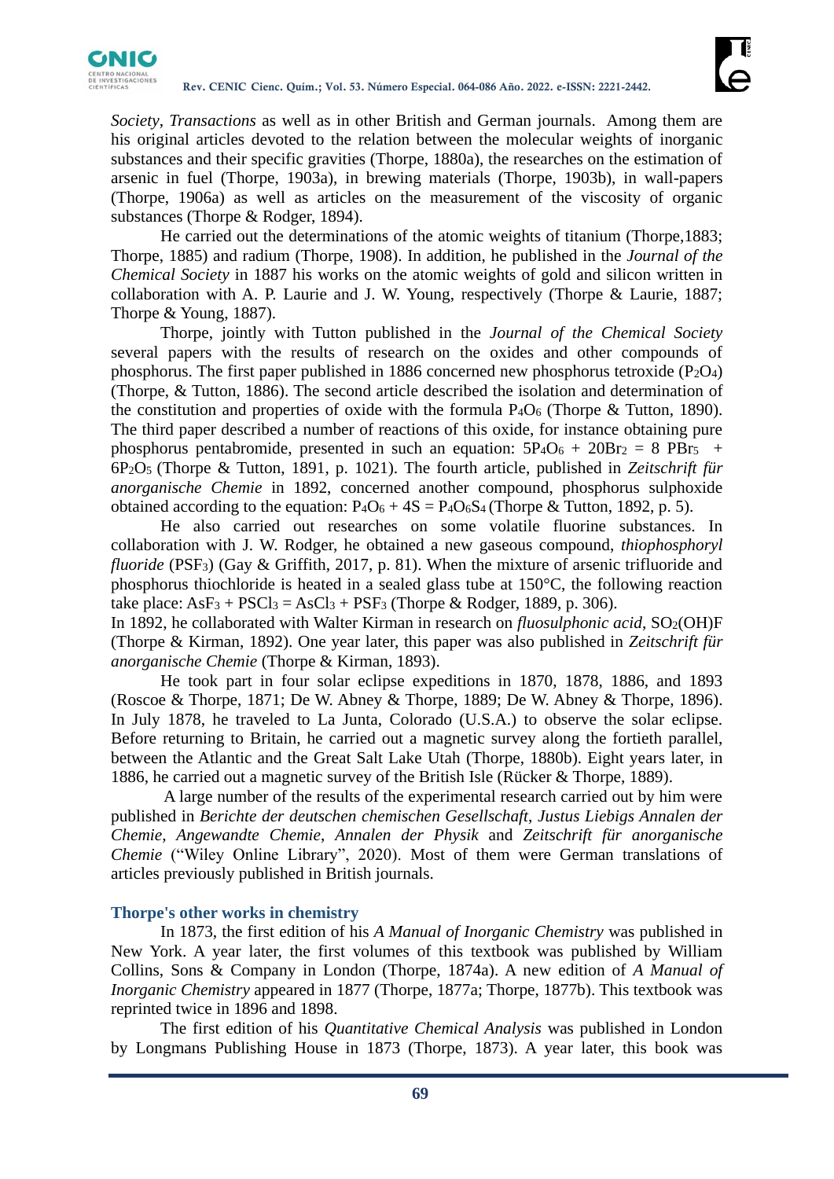*Society*, *Transactions* as well as in other British and German journals. Among them are his original articles devoted to the relation between the molecular weights of inorganic substances and their specific gravities (Thorpe, 1880a), the researches on the estimation of arsenic in fuel (Thorpe, 1903a), in brewing materials (Thorpe, 1903b), in wall-papers (Thorpe, 1906a) as well as articles on the measurement of the viscosity of organic substances (Thorpe & Rodger, 1894).

He carried out the determinations of the atomic weights of titanium (Thorpe,1883; Thorpe, 1885) and radium (Thorpe, 1908). In addition, he published in the *Journal of the Chemical Society* in 1887 his works on the atomic weights of gold and silicon written in collaboration with A. P. Laurie and J. W. Young, respectively (Thorpe & Laurie, 1887; Thorpe & Young, 1887).

Thorpe, jointly with Tutton published in the *Journal of the Chemical Society* several papers with the results of research on the oxides and other compounds of phosphorus. The first paper published in 1886 concerned new phosphorus tetroxide ($P_2O_4$) (Thorpe, & Tutton, 1886). The second article described the isolation and determination of the constitution and properties of oxide with the formula $P_4O_6$ (Thorpe & Tutton, 1890). The third paper described a number of reactions of this oxide, for instance obtaining pure phosphorus pentabromide, presented in such an equation: $5P_4O_6 + 20Br_2 = 8\ PBr_5 + 6P_2O_5$ (Thorpe & Tutton, 1891, p. 1021). The fourth article, published in *Zeitschrift für anorganische Chemie* in 1892, concerned another compound, phosphorus sulphoxide obtained according to the equation: $P_4O_6 + 4S = P_4O_6S_4$ (Thorpe & Tutton, 1892, p. 5).

He also carried out researches on some volatile fluorine substances. In collaboration with J. W. Rodger, he obtained a new gaseous compound, *thiophosphoryl fluoride* ($PSF_3$) (Gay & Griffith, 2017, p. 81). When the mixture of arsenic trifluoride and phosphorus thiochloride is heated in a sealed glass tube at 150°C, the following reaction take place: $AsF_3 + PSCl_3 = AsCl_3 + PSF_3$ (Thorpe & Rodger, 1889, p. 306).
In 1892, he collaborated with Walter Kirman in research on *fluosulphonic acid*, $SO_2(OH)F$ (Thorpe & Kirman, 1892). One year later, this paper was also published in *Zeitschrift für anorganische Chemie* (Thorpe & Kirman, 1893).

He took part in four solar eclipse expeditions in 1870, 1878, 1886, and 1893 (Roscoe & Thorpe, 1871; De W. Abney & Thorpe, 1889; De W. Abney & Thorpe, 1896). In July 1878, he traveled to La Junta, Colorado (U.S.A.) to observe the solar eclipse. Before returning to Britain, he carried out a magnetic survey along the fortieth parallel, between the Atlantic and the Great Salt Lake Utah (Thorpe, 1880b). Eight years later, in 1886, he carried out a magnetic survey of the British Isle (Rücker & Thorpe, 1889).

A large number of the results of the experimental research carried out by him were published in *Berichte der deutschen chemischen Gesellschaft*, *Justus Liebigs Annalen der Chemie*, *Angewandte Chemie*, *Annalen der Physik* and *Zeitschrift für anorganische Chemie* ("Wiley Online Library", 2020). Most of them were German translations of articles previously published in British journals.

## Thorpe's other works in chemistry

In 1873, the first edition of his *A Manual of Inorganic Chemistry* was published in New York. A year later, the first volumes of this textbook was published by William Collins, Sons & Company in London (Thorpe, 1874a). A new edition of *A Manual of Inorganic Chemistry* appeared in 1877 (Thorpe, 1877a; Thorpe, 1877b). This textbook was reprinted twice in 1896 and 1898.

The first edition of his *Quantitative Chemical Analysis* was published in London by Longmans Publishing House in 1873 (Thorpe, 1873). A year later, this book was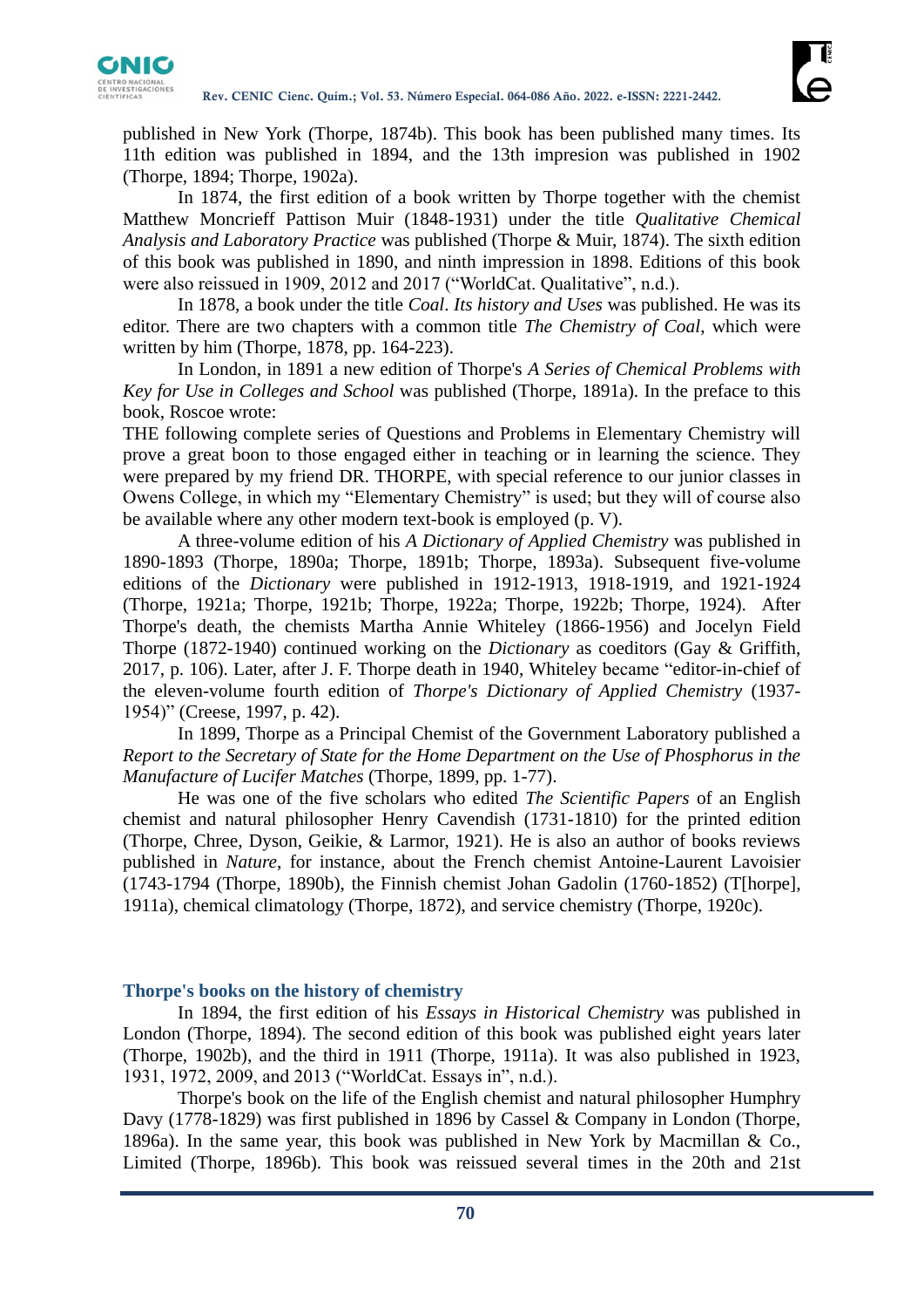published in New York (Thorpe, 1874b). This book has been published many times. Its 11th edition was published in 1894, and the 13th impresion was published in 1902 (Thorpe, 1894; Thorpe, 1902a).

In 1874, the first edition of a book written by Thorpe together with the chemist Matthew Moncrieff Pattison Muir (1848-1931) under the title *Qualitative Chemical Analysis and Laboratory Practice* was published (Thorpe & Muir, 1874). The sixth edition of this book was published in 1890, and ninth impression in 1898. Editions of this book were also reissued in 1909, 2012 and 2017 ("WorldCat. Qualitative", n.d.).

In 1878, a book under the title *Coal*. *Its history and Uses* was published. He was its editor. There are two chapters with a common title *The Chemistry of Coal*, which were written by him (Thorpe, 1878, pp. 164-223).

In London, in 1891 a new edition of Thorpe's *A Series of Chemical Problems with Key for Use in Colleges and School* was published (Thorpe, 1891a). In the preface to this book, Roscoe wrote:

THE following complete series of Questions and Problems in Elementary Chemistry will prove a great boon to those engaged either in teaching or in learning the science. They were prepared by my friend DR. THORPE, with special reference to our junior classes in Owens College, in which my "Elementary Chemistry" is used; but they will of course also be available where any other modern text-book is employed (p. V).

A three-volume edition of his *A Dictionary of Applied Chemistry* was published in 1890-1893 (Thorpe, 1890a; Thorpe, 1891b; Thorpe, 1893a). Subsequent five-volume editions of the *Dictionary* were published in 1912-1913, 1918-1919, and 1921-1924 (Thorpe, 1921a; Thorpe, 1921b; Thorpe, 1922a; Thorpe, 1922b; Thorpe, 1924). After Thorpe's death, the chemists Martha Annie Whiteley (1866-1956) and Jocelyn Field Thorpe (1872-1940) continued working on the *Dictionary* as coeditors (Gay & Griffith, 2017, p. 106). Later, after J. F. Thorpe death in 1940, Whiteley became "editor-in-chief of the eleven-volume fourth edition of *Thorpe's Dictionary of Applied Chemistry* (1937-1954)" (Creese, 1997, p. 42).

In 1899, Thorpe as a Principal Chemist of the Government Laboratory published a *Report to the Secretary of State for the Home Department on the Use of Phosphorus in the Manufacture of Lucifer Matches* (Thorpe, 1899, pp. 1-77).

He was one of the five scholars who edited *The Scientific Papers* of an English chemist and natural philosopher Henry Cavendish (1731-1810) for the printed edition (Thorpe, Chree, Dyson, Geikie, & Larmor, 1921). He is also an author of books reviews published in *Nature*, for instance, about the French chemist Antoine-Laurent Lavoisier (1743-1794 (Thorpe, 1890b), the Finnish chemist Johan Gadolin (1760-1852) (T[horpe], 1911a), chemical climatology (Thorpe, 1872), and service chemistry (Thorpe, 1920c).

## Thorpe's books on the history of chemistry

In 1894, the first edition of his *Essays in Historical Chemistry* was published in London (Thorpe, 1894). The second edition of this book was published eight years later (Thorpe, 1902b), and the third in 1911 (Thorpe, 1911a). It was also published in 1923, 1931, 1972, 2009, and 2013 ("WorldCat. Essays in", n.d.).

Thorpe's book on the life of the English chemist and natural philosopher Humphry Davy (1778-1829) was first published in 1896 by Cassel & Company in London (Thorpe, 1896a). In the same year, this book was published in New York by Macmillan & Co., Limited (Thorpe, 1896b). This book was reissued several times in the 20th and 21st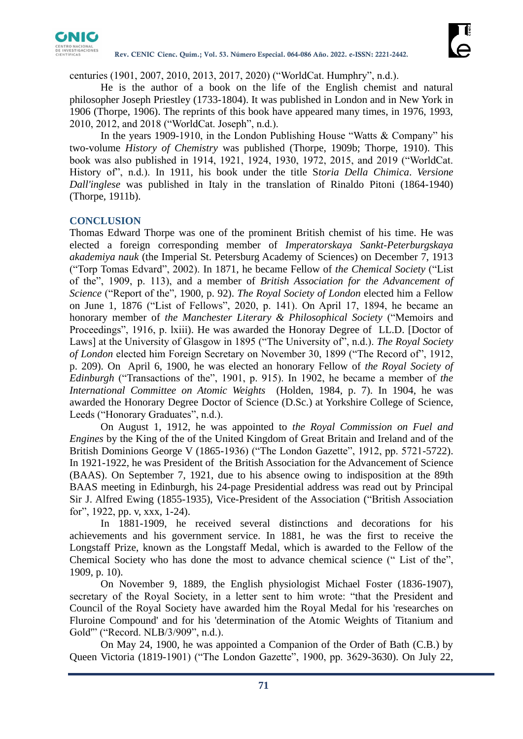centuries (1901, 2007, 2010, 2013, 2017, 2020) ("WorldCat. Humphry", n.d.).

He is the author of a book on the life of the English chemist and natural philosopher Joseph Priestley (1733-1804). It was published in London and in New York in 1906 (Thorpe, 1906). The reprints of this book have appeared many times, in 1976, 1993, 2010, 2012, and 2018 ("WorldCat. Joseph", n.d.).

In the years 1909-1910, in the London Publishing House "Watts & Company" his two-volume *History of Chemistry* was published (Thorpe, 1909b; Thorpe, 1910). This book was also published in 1914, 1921, 1924, 1930, 1972, 2015, and 2019 ("WorldCat. History of", n.d.). In 1911, his book under the title S*toria Della Chimica*. *Versione Dall'inglese* was published in Italy in the translation of Rinaldo Pitoni (1864-1940) (Thorpe, 1911b).

## CONCLUSION

Thomas Edward Thorpe was one of the prominent British chemist of his time. He was elected a foreign corresponding member of *Imperatorskaya Sankt-Peterburgskaya akademiya nauk* (the Imperial St. Petersburg Academy of Sciences) on December 7, 1913 ("Torp Tomas Edvard", 2002). In 1871, he became Fellow of *the Chemical Society* ("List of the", 1909, p. 113), and a member of *British Association for the Advancement of Science* ("Report of the", 1900, p. 92). *The Royal Society of London* elected him a Fellow on June 1, 1876 ("List of Fellows", 2020, p. 141). On April 17, 1894, he became an honorary member of *the Manchester Literary & Philosophical Society* ("Memoirs and Proceedings", 1916, p. lxiii). He was awarded the Honoray Degree of LL.D. [Doctor of Laws] at the University of Glasgow in 1895 ("The University of", n.d.). *The Royal Society of London* elected him Foreign Secretary on November 30, 1899 ("The Record of", 1912, p. 209). On April 6, 1900, he was elected an honorary Fellow of *the Royal Society of Edinburgh* ("Transactions of the", 1901, p. 915). In 1902, he became a member of *the International Committee on Atomic Weights* (Holden, 1984, p. 7). In 1904, he was awarded the Honorary Degree Doctor of Science (D.Sc.) at Yorkshire College of Science, Leeds ("Honorary Graduates", n.d.).

On August 1, 1912, he was appointed to *the Royal Commission on Fuel and Engines* by the King of the of the United Kingdom of Great Britain and Ireland and of the British Dominions George V (1865-1936) ("The London Gazette", 1912, pp. 5721-5722). In 1921-1922, he was President of the British Association for the Advancement of Science (BAAS). On September 7, 1921, due to his absence owing to indisposition at the 89th BAAS meeting in Edinburgh, his 24-page Presidential address was read out by Principal Sir J. Alfred Ewing (1855-1935), Vice-President of the Association ("British Association for", 1922, pp. v, xxx, 1-24).

In 1881-1909, he received several distinctions and decorations for his achievements and his government service. In 1881, he was the first to receive the Longstaff Prize, known as the Longstaff Medal, which is awarded to the Fellow of the Chemical Society who has done the most to advance chemical science (" List of the", 1909, p. 10).

On November 9, 1889, the English physiologist Michael Foster (1836-1907), secretary of the Royal Society, in a letter sent to him wrote: "that the President and Council of the Royal Society have awarded him the Royal Medal for his 'researches on Fluroine Compound' and for his 'determination of the Atomic Weights of Titanium and Gold'" ("Record. NLB/3/909", n.d.).

On May 24, 1900, he was appointed a Companion of the Order of Bath (C.B.) by Queen Victoria (1819-1901) ("The London Gazette", 1900, pp. 3629-3630). On July 22,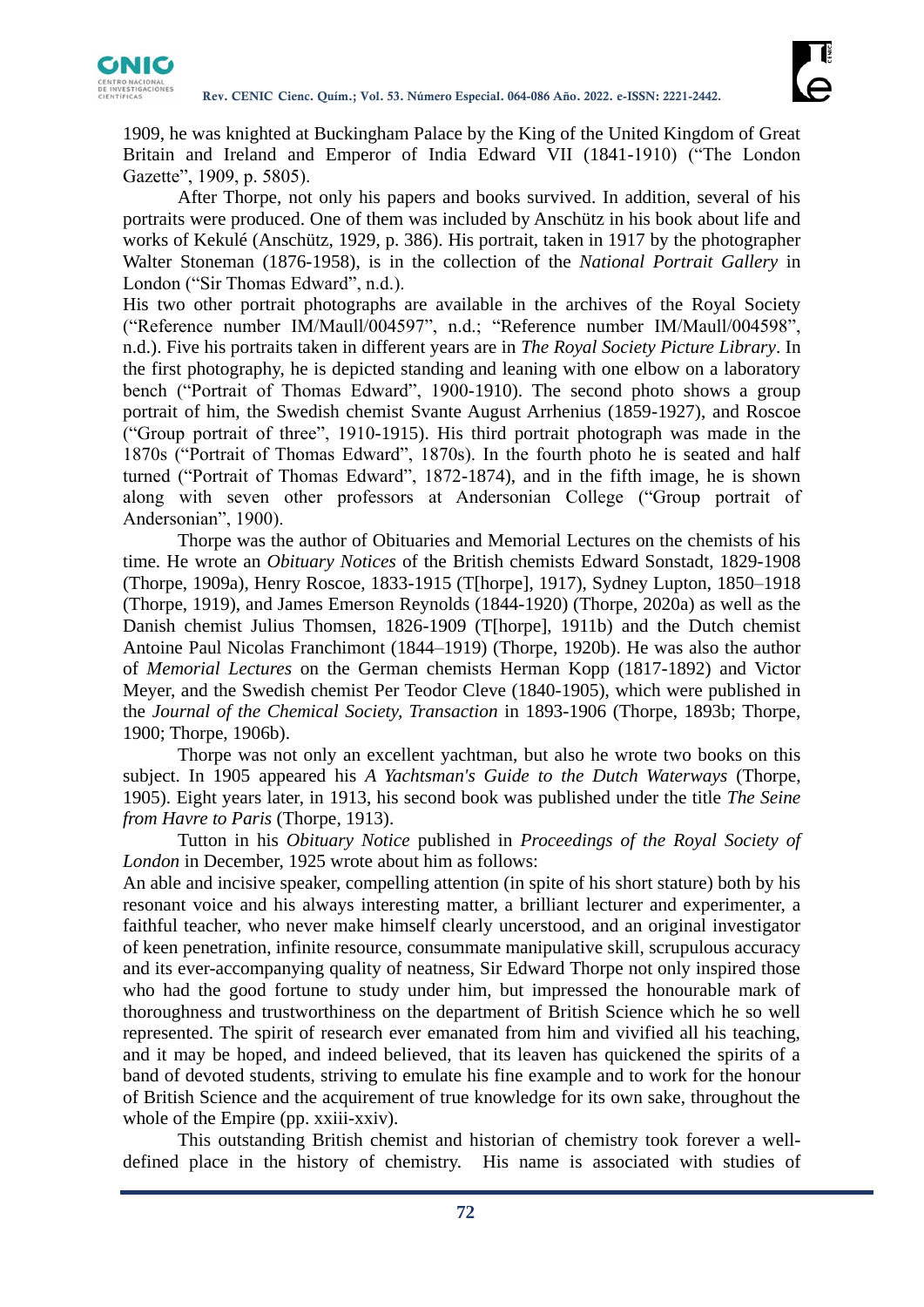1909, he was knighted at Buckingham Palace by the King of the United Kingdom of Great Britain and Ireland and Emperor of India Edward VII (1841-1910) ("The London Gazette", 1909, p. 5805).

After Thorpe, not only his papers and books survived. In addition, several of his portraits were produced. One of them was included by Anschütz in his book about life and works of Kekulé (Anschütz, 1929, p. 386). His portrait, taken in 1917 by the photographer Walter Stoneman (1876-1958), is in the collection of the *National Portrait Gallery* in London ("Sir Thomas Edward", n.d.).

His two other portrait photographs are available in the archives of the Royal Society ("Reference number IM/Maull/004597", n.d.; "Reference number IM/Maull/004598", n.d.). Five his portraits taken in different years are in *The Royal Society Picture Library*. In the first photography, he is depicted standing and leaning with one elbow on a laboratory bench ("Portrait of Thomas Edward", 1900-1910). The second photo shows a group portrait of him, the Swedish chemist Svante August Arrhenius (1859-1927), and Roscoe ("Group portrait of three", 1910-1915). His third portrait photograph was made in the 1870s ("Portrait of Thomas Edward", 1870s). In the fourth photo he is seated and half turned ("Portrait of Thomas Edward", 1872-1874), and in the fifth image, he is shown along with seven other professors at Andersonian College ("Group portrait of Andersonian", 1900).

Thorpe was the author of Obituaries and Memorial Lectures on the chemists of his time. He wrote an *Obituary Notices* of the British chemists Edward Sonstadt, 1829-1908 (Thorpe, 1909a), Henry Roscoe, 1833-1915 (T[horpe], 1917), Sydney Lupton, 1850–1918 (Thorpe, 1919), and James Emerson Reynolds (1844-1920) (Thorpe, 2020a) as well as the Danish chemist Julius Thomsen, 1826-1909 (T[horpe], 1911b) and the Dutch chemist Antoine Paul Nicolas Franchimont (1844–1919) (Thorpe, 1920b). He was also the author of *Memorial Lectures* on the German chemists Herman Kopp (1817-1892) and Victor Meyer, and the Swedish chemist Per Teodor Cleve (1840-1905), which were published in the *Journal of the Chemical Society, Transaction* in 1893-1906 (Thorpe, 1893b; Thorpe, 1900; Thorpe, 1906b).

Thorpe was not only an excellent yachtman, but also he wrote two books on this subject. In 1905 appeared his *A Yachtsman's Guide to the Dutch Waterways* (Thorpe, 1905). Eight years later, in 1913, his second book was published under the title *The Seine from Havre to Paris* (Thorpe, 1913).

Tutton in his *Obituary Notice* published in *Proceedings of the Royal Society of London* in December, 1925 wrote about him as follows:

An able and incisive speaker, compelling attention (in spite of his short stature) both by his resonant voice and his always interesting matter, a brilliant lecturer and experimenter, a faithful teacher, who never make himself clearly uncerstood, and an original investigator of keen penetration, infinite resource, consummate manipulative skill, scrupulous accuracy and its ever-accompanying quality of neatness, Sir Edward Thorpe not only inspired those who had the good fortune to study under him, but impressed the honourable mark of thoroughness and trustworthiness on the department of British Science which he so well represented. The spirit of research ever emanated from him and vivified all his teaching, and it may be hoped, and indeed believed, that its leaven has quickened the spirits of a band of devoted students, striving to emulate his fine example and to work for the honour of British Science and the acquirement of true knowledge for its own sake, throughout the whole of the Empire (pp. xxiii-xxiv).

This outstanding British chemist and historian of chemistry took forever a well-defined place in the history of chemistry. His name is associated with studies of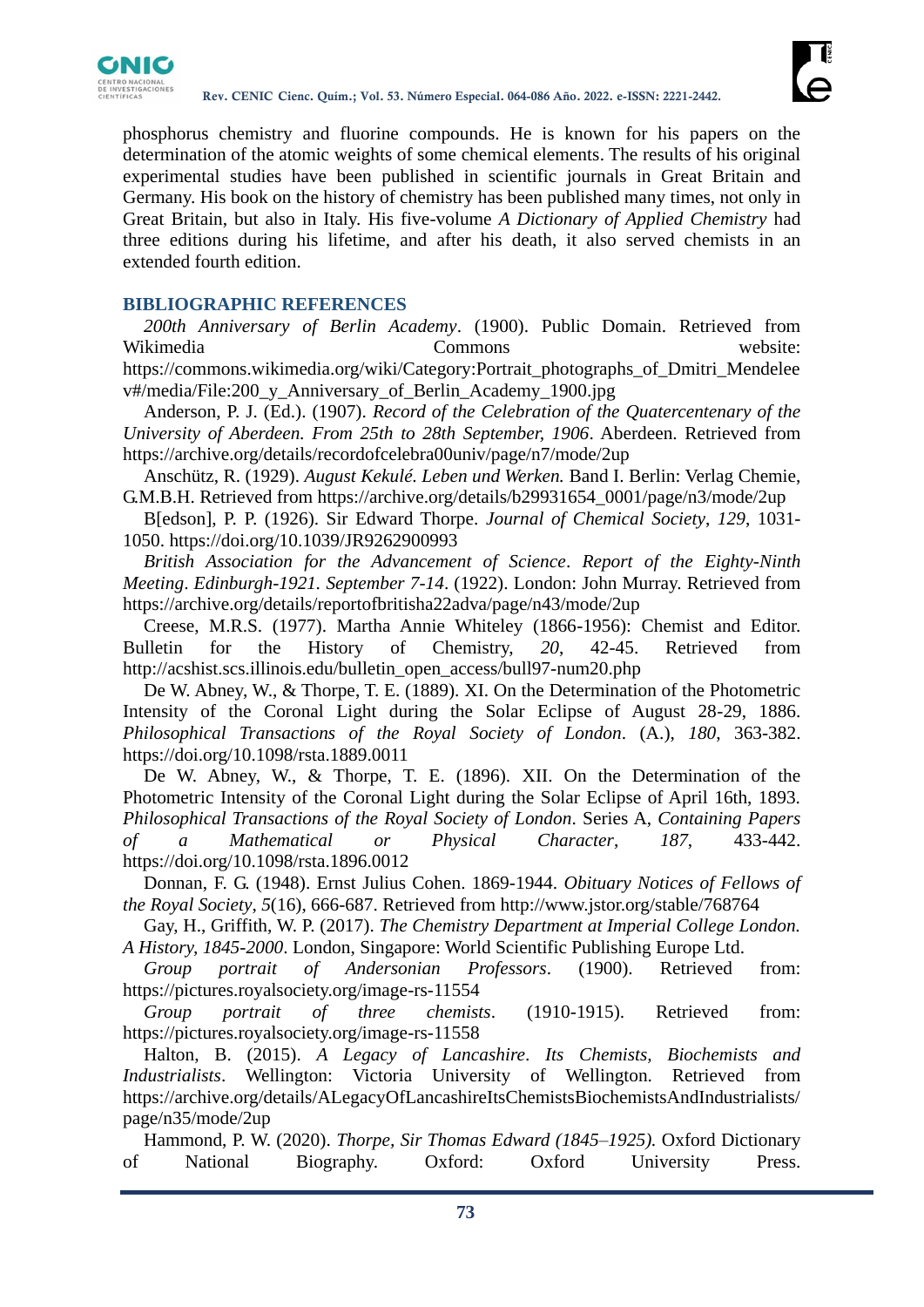phosphorus chemistry and fluorine compounds. He is known for his papers on the determination of the atomic weights of some chemical elements. The results of his original experimental studies have been published in scientific journals in Great Britain and Germany. His book on the history of chemistry has been published many times, not only in Great Britain, but also in Italy. His five-volume *A Dictionary of Applied Chemistry* had three editions during his lifetime, and after his death, it also served chemists in an extended fourth edition.

## BIBLIOGRAPHIC REFERENCES

*200th Anniversary of Berlin Academy*. (1900). Public Domain. Retrieved from Wikimedia Commons website: https://commons.wikimedia.org/wiki/Category:Portrait_photographs_of_Dmitri_Mendeleev#/media/File:200_y_Anniversary_of_Berlin_Academy_1900.jpg

Anderson, P. J. (Ed.). (1907). *Record of the Celebration of the Quatercentenary of the University of Aberdeen. From 25th to 28th September, 1906*. Aberdeen. Retrieved from https://archive.org/details/recordofcelebra00univ/page/n7/mode/2up

Anschütz, R. (1929). *August Kekulé. Leben und Werken.* Band I. Berlin: Verlag Chemie, G.M.B.H. Retrieved from https://archive.org/details/b29931654_0001/page/n3/mode/2up

B[edson], P. P. (1926). Sir Edward Thorpe. *Journal of Chemical Society*, *129*, 1031-1050. https://doi.org/10.1039/JR9262900993

*British Association for the Advancement of Science*. *Report of the Eighty-Ninth Meeting*. *Edinburgh-1921*. *September 7-14*. (1922). London: John Murray. Retrieved from https://archive.org/details/reportofbritisha22adva/page/n43/mode/2up

Creese, M.R.S. (1977). Martha Annie Whiteley (1866-1956): Chemist and Editor. Bulletin for the History of Chemistry, *20*, 42-45. Retrieved from http://acshist.scs.illinois.edu/bulletin_open_access/bull97-num20.php

De W. Abney, W., & Thorpe, T. E. (1889). XI. On the Determination of the Photometric Intensity of the Coronal Light during the Solar Eclipse of August 28-29, 1886. *Philosophical Transactions of the Royal Society of London*. (A.), *180*, 363-382. https://doi.org/10.1098/rsta.1889.0011

De W. Abney, W., & Thorpe, T. E. (1896). XII. On the Determination of the Photometric Intensity of the Coronal Light during the Solar Eclipse of April 16th, 1893. *Philosophical Transactions of the Royal Society of London*. Series A, *Containing Papers of a Mathematical or Physical Character*, *187*, 433-442. https://doi.org/10.1098/rsta.1896.0012

Donnan, F. G. (1948). Ernst Julius Cohen. 1869-1944. *Obituary Notices of Fellows of the Royal Society*, *5*(16), 666-687. Retrieved from http://www.jstor.org/stable/768764

Gay, H., Griffith, W. P. (2017). *The Chemistry Department at Imperial College London. A History, 1845-2000*. London, Singapore: World Scientific Publishing Europe Ltd.

*Group portrait of Andersonian Professors*. (1900). Retrieved from: https://pictures.royalsociety.org/image-rs-11554

*Group portrait of three chemists*. (1910-1915). Retrieved from: https://pictures.royalsociety.org/image-rs-11558

Halton, B. (2015). *A Legacy of Lancashire. Its Chemists, Biochemists and Industrialists*. Wellington: Victoria University of Wellington. Retrieved from https://archive.org/details/ALegacyOfLancashireItsChemistsBiochemistsAndIndustrialists/page/n35/mode/2up

Hammond, P. W. (2020). *Thorpe, Sir Thomas Edward (1845–1925).* Oxford Dictionary of National Biography. Oxford: Oxford University Press.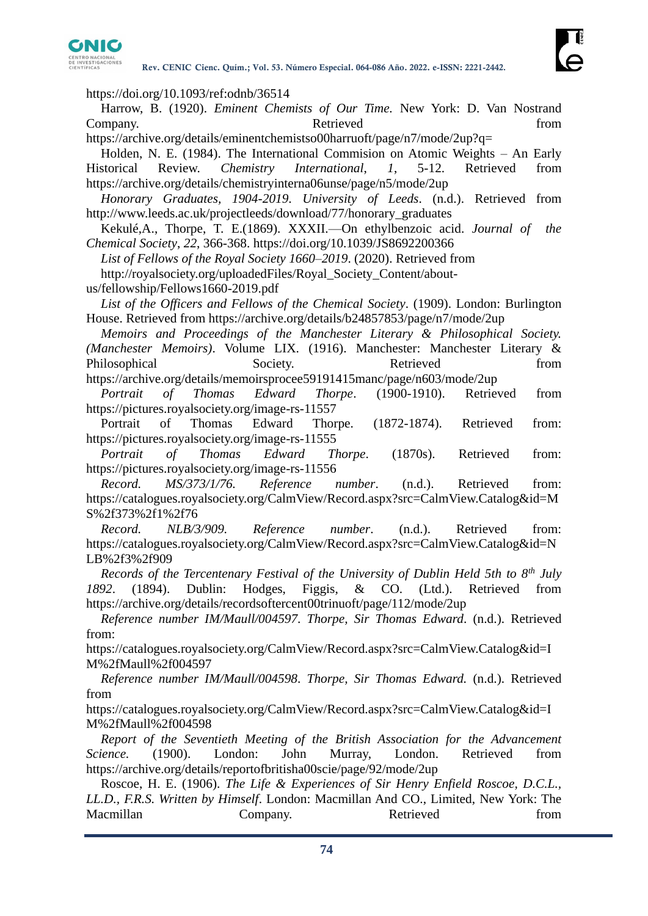https://doi.org/10.1093/ref:odnb/36514

Harrow, B. (1920). *Eminent Chemists of Our Time.* New York: D. Van Nostrand Company. Retrieved from https://archive.org/details/eminentchemistso00harruoft/page/n7/mode/2up?q=

Holden, N. E. (1984). The International Commision on Atomic Weights – An Early Historical Review. *Chemistry International*, *1*, 5-12. Retrieved from https://archive.org/details/chemistryinterna06unse/page/n5/mode/2up

*Honorary Graduates, 1904-2019*. *University of Leeds*. (n.d.). Retrieved from http://www.leeds.ac.uk/projectleeds/download/77/honorary_graduates

Kekulé,A., Thorpe, T. E.(1869). XXXII.—On ethylbenzoic acid. *Journal of the Chemical Society*, *22*, 366-368. https://doi.org/10.1039/JS8692200366

*List of Fellows of the Royal Society 1660–2019*. (2020). Retrieved from http://royalsociety.org/uploadedFiles/Royal_Society_Content/about-us/fellowship/Fellows1660-2019.pdf

*List of the Officers and Fellows of the Chemical Society*. (1909). London: Burlington House. Retrieved from https://archive.org/details/b24857853/page/n7/mode/2up

*Memoirs and Proceedings of the Manchester Literary & Philosophical Society. (Manchester Memoirs)*. Volume LIX. (1916). Manchester: Manchester Literary & Philosophical Society. Retrieved from https://archive.org/details/memoirsprocee59191415manc/page/n603/mode/2up

*Portrait of Thomas Edward Thorpe*. (1900-1910). Retrieved from https://pictures.royalsociety.org/image-rs-11557

Portrait of Thomas Edward Thorpe. (1872-1874). Retrieved from: https://pictures.royalsociety.org/image-rs-11555

*Portrait of Thomas Edward Thorpe*. (1870s). Retrieved from: https://pictures.royalsociety.org/image-rs-11556

*Record. MS/373/1/76. Reference number*. (n.d.). Retrieved from: https://catalogues.royalsociety.org/CalmView/Record.aspx?src=CalmView.Catalog&id=MS%2f373%2f1%2f76

*Record. NLB/3/909. Reference number*. (n.d.). Retrieved from: https://catalogues.royalsociety.org/CalmView/Record.aspx?src=CalmView.Catalog&id=NLB%2f3%2f909

*Records of the Tercentenary Festival of the University of Dublin Held 5th to 8th July 1892*. (1894). Dublin: Hodges, Figgis, & CO. (Ltd.). Retrieved from https://archive.org/details/recordsoftercent00trinuoft/page/112/mode/2up

*Reference number IM/Maull/004597*. *Thorpe, Sir Thomas Edward*. (n.d.). Retrieved from: https://catalogues.royalsociety.org/CalmView/Record.aspx?src=CalmView.Catalog&id=IM%2fMaull%2f004597

*Reference number IM/Maull/004598*. *Thorpe, Sir Thomas Edward.* (n.d.). Retrieved from https://catalogues.royalsociety.org/CalmView/Record.aspx?src=CalmView.Catalog&id=IM%2fMaull%2f004598

*Report of the Seventieth Meeting of the British Association for the Advancement Science.* (1900). London: John Murray, London. Retrieved from https://archive.org/details/reportofbritisha00scie/page/92/mode/2up

Roscoe, H. E. (1906). *The Life & Experiences of Sir Henry Enfield Roscoe, D.C.L., LL.D., F.R.S. Written by Himself*. London: Macmillan And CO., Limited, New York: The Macmillan Company. Retrieved from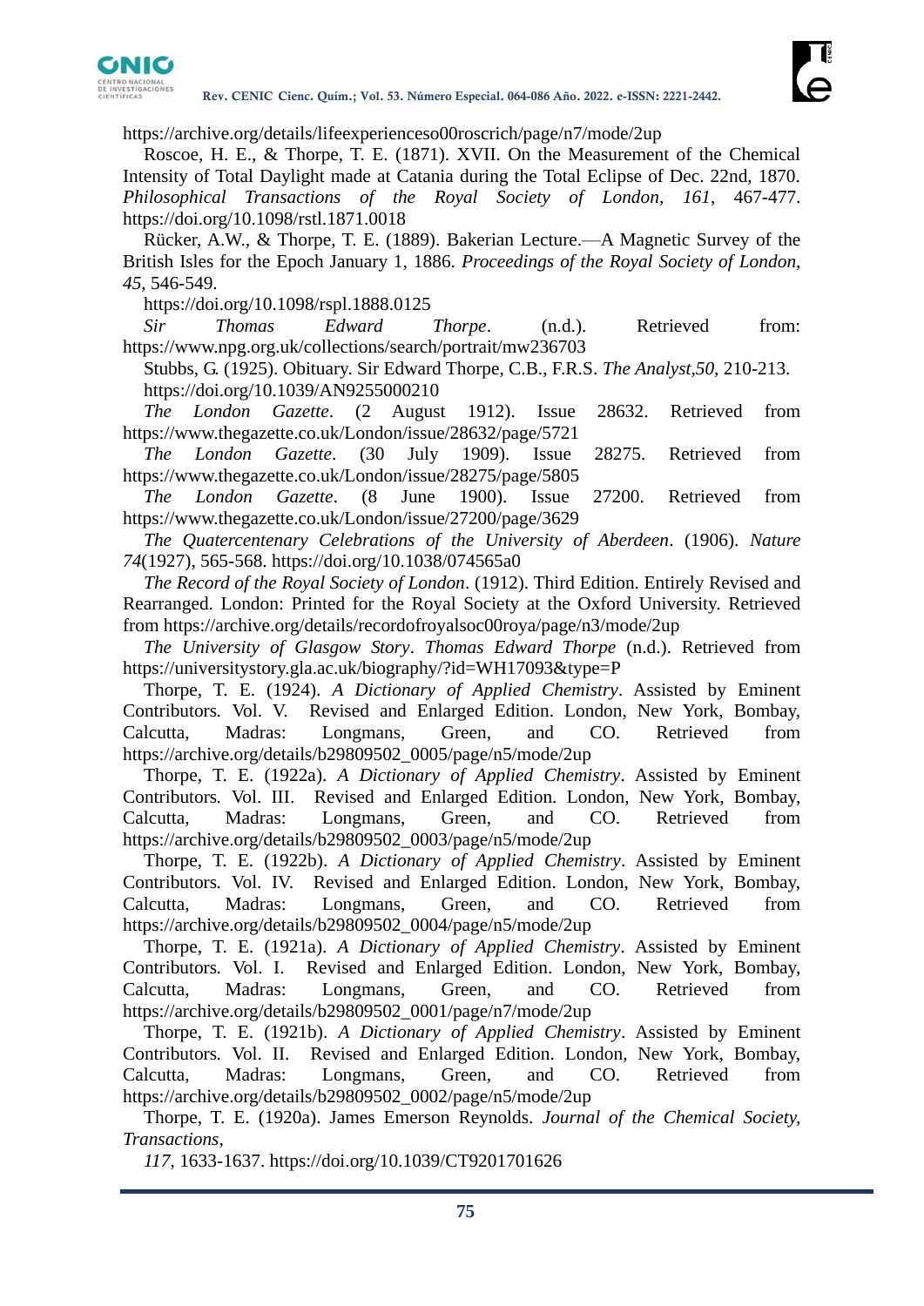https://archive.org/details/lifeexperienceso00roscrich/page/n7/mode/2up

Roscoe, H. E., & Thorpe, T. E. (1871). XVII. On the Measurement of the Chemical Intensity of Total Daylight made at Catania during the Total Eclipse of Dec. 22nd, 1870. *Philosophical Transactions of the Royal Society of London*, *161*, 467-477. https://doi.org/10.1098/rstl.1871.0018

Rücker, A.W., & Thorpe, T. E. (1889). Bakerian Lecture.—A Magnetic Survey of the British Isles for the Epoch January 1, 1886. *Proceedings of the Royal Society of London*, *45*, 546-549.
https://doi.org/10.1098/rspl.1888.0125

*Sir Thomas Edward Thorpe*. (n.d.). Retrieved from: https://www.npg.org.uk/collections/search/portrait/mw236703

Stubbs, G. (1925). Obituary. Sir Edward Thorpe, C.B., F.R.S. *The Analyst*,*50*, 210-213.
https://doi.org/10.1039/AN9255000210

*The London Gazette*. (2 August 1912). Issue 28632. Retrieved from https://www.thegazette.co.uk/London/issue/28632/page/5721

*The London Gazette*. (30 July 1909). Issue 28275. Retrieved from https://www.thegazette.co.uk/London/issue/28275/page/5805

*The London Gazette*. (8 June 1900). Issue 27200. Retrieved from https://www.thegazette.co.uk/London/issue/27200/page/3629

*The Quatercentenary Celebrations of the University of Aberdeen*. (1906). *Nature* *74*(1927), 565-568. https://doi.org/10.1038/074565a0

*The Record of the Royal Society of London*. (1912). Third Edition. Entirely Revised and Rearranged. London: Printed for the Royal Society at the Oxford University. Retrieved from https://archive.org/details/recordofroyalsoc00roya/page/n3/mode/2up

*The University of Glasgow Story*. *Thomas Edward Thorpe* (n.d.). Retrieved from https://universitystory.gla.ac.uk/biography/?id=WH17093&type=P

Thorpe, T. E. (1924). *A Dictionary of Applied Chemistry*. Assisted by Eminent Contributors. Vol. V. Revised and Enlarged Edition. London, New York, Bombay, Calcutta, Madras: Longmans, Green, and CO. Retrieved from https://archive.org/details/b29809502_0005/page/n5/mode/2up

Thorpe, T. E. (1922a). *A Dictionary of Applied Chemistry*. Assisted by Eminent Contributors. Vol. III. Revised and Enlarged Edition. London, New York, Bombay, Calcutta, Madras: Longmans, Green, and CO. Retrieved from https://archive.org/details/b29809502_0003/page/n5/mode/2up

Thorpe, T. E. (1922b). *A Dictionary of Applied Chemistry*. Assisted by Eminent Contributors. Vol. IV. Revised and Enlarged Edition. London, New York, Bombay, Calcutta, Madras: Longmans, Green, and CO. Retrieved from https://archive.org/details/b29809502_0004/page/n5/mode/2up

Thorpe, T. E. (1921a). *A Dictionary of Applied Chemistry*. Assisted by Eminent Contributors. Vol. I. Revised and Enlarged Edition. London, New York, Bombay, Calcutta, Madras: Longmans, Green, and CO. Retrieved from https://archive.org/details/b29809502_0001/page/n7/mode/2up

Thorpe, T. E. (1921b). *A Dictionary of Applied Chemistry*. Assisted by Eminent Contributors. Vol. II. Revised and Enlarged Edition. London, New York, Bombay, Calcutta, Madras: Longmans, Green, and CO. Retrieved from https://archive.org/details/b29809502_0002/page/n5/mode/2up

Thorpe, T. E. (1920a). James Emerson Reynolds. *Journal of the Chemical Society, Transactions*,
*117*, 1633-1637. https://doi.org/10.1039/CT9201701626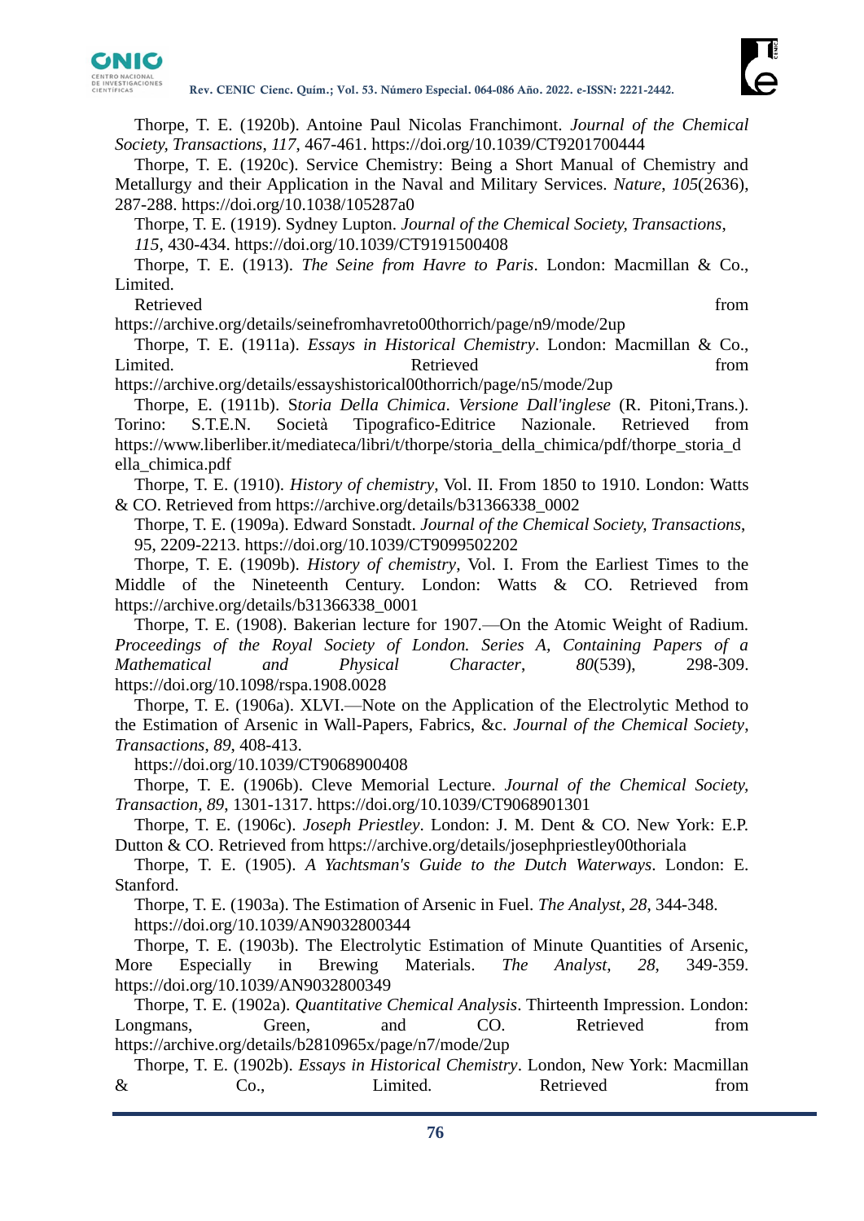Thorpe, T. E. (1920b). Antoine Paul Nicolas Franchimont. *Journal of the Chemical Society, Transactions*, *117*, 467-461. https://doi.org/10.1039/CT9201700444

Thorpe, T. E. (1920c). Service Chemistry: Being a Short Manual of Chemistry and Metallurgy and their Application in the Naval and Military Services. *Nature*, *105*(2636), 287-288. https://doi.org/10.1038/105287a0

Thorpe, T. E. (1919). Sydney Lupton. *Journal of the Chemical Society, Transactions*, *115*, 430-434. https://doi.org/10.1039/CT9191500408

Thorpe, T. E. (1913). *The Seine from Havre to Paris*. London: Macmillan & Co., Limited. Retrieved from https://archive.org/details/seinefromhavreto00thorrich/page/n9/mode/2up

Thorpe, T. E. (1911a). *Essays in Historical Chemistry*. London: Macmillan & Co., Limited. Retrieved from https://archive.org/details/essayshistorical00thorrich/page/n5/mode/2up

Thorpe, E. (1911b). S*toria Della Chimica*. *Versione Dall'inglese* (R. Pitoni,Trans.). Torino: S.T.E.N. Società Tipografico-Editrice Nazionale. Retrieved from https://www.liberliber.it/mediateca/libri/t/thorpe/storia_della_chimica/pdf/thorpe_storia_della_chimica.pdf

Thorpe, T. E. (1910). *History of chemistry*, Vol. II. From 1850 to 1910. London: Watts & CO. Retrieved from https://archive.org/details/b31366338_0002

Thorpe, T. E. (1909a). Edward Sonstadt. *Journal of the Chemical Society, Transactions*, 95, 2209-2213. https://doi.org/10.1039/CT9099502202

Thorpe, T. E. (1909b). *History of chemistry*, Vol. I. From the Earliest Times to the Middle of the Nineteenth Century. London: Watts & CO. Retrieved from https://archive.org/details/b31366338_0001

Thorpe, T. E. (1908). Bakerian lecture for 1907.—On the Atomic Weight of Radium. *Proceedings of the Royal Society of London. Series A, Containing Papers of a Mathematical and Physical Character*, *80*(539), 298-309. https://doi.org/10.1098/rspa.1908.0028

Thorpe, T. E. (1906a). XLVI.—Note on the Application of the Electrolytic Method to the Estimation of Arsenic in Wall-Papers, Fabrics, &c. *Journal of the Chemical Society, Transactions*, *89*, 408-413. https://doi.org/10.1039/CT9068900408

Thorpe, T. E. (1906b). Cleve Memorial Lecture. *Journal of the Chemical Society, Transaction*, *89*, 1301-1317. https://doi.org/10.1039/CT9068901301

Thorpe, T. E. (1906c). *Joseph Priestley*. London: J. M. Dent & CO. New York: E.P. Dutton & CO. Retrieved from https://archive.org/details/josephpriestley00thoriala

Thorpe, T. E. (1905). *A Yachtsman's Guide to the Dutch Waterways*. London: E. Stanford.

Thorpe, T. E. (1903a). The Estimation of Arsenic in Fuel. *The Analyst*, *28*, 344-348. https://doi.org/10.1039/AN9032800344

Thorpe, T. E. (1903b). The Electrolytic Estimation of Minute Quantities of Arsenic, More Especially in Brewing Materials. *The Analyst*, *28*, 349-359. https://doi.org/10.1039/AN9032800349

Thorpe, T. E. (1902a). *Quantitative Chemical Analysis*. Thirteenth Impression. London: Longmans, Green, and CO. Retrieved from https://archive.org/details/b2810965x/page/n7/mode/2up

Thorpe, T. E. (1902b). *Essays in Historical Chemistry*. London, New York: Macmillan & Co., Limited. Retrieved from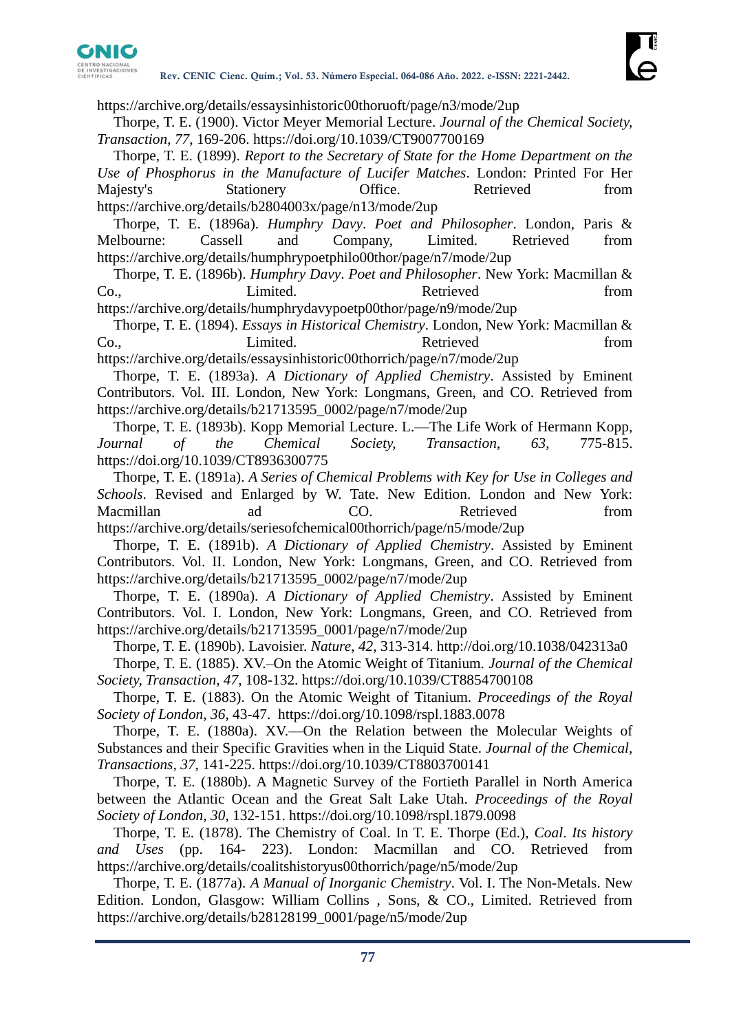https://archive.org/details/essaysinhistoric00thoruoft/page/n3/mode/2up

Thorpe, T. E. (1900). Victor Meyer Memorial Lecture. *Journal of the Chemical Society, Transaction*, *77*, 169-206. https://doi.org/10.1039/CT9007700169

Thorpe, T. E. (1899). *Report to the Secretary of State for the Home Department on the Use of Phosphorus in the Manufacture of Lucifer Matches*. London: Printed For Her Majesty's Stationery Office. Retrieved from https://archive.org/details/b2804003x/page/n13/mode/2up

Thorpe, T. E. (1896a). *Humphry Davy*. *Poet and Philosopher*. London, Paris & Melbourne: Cassell and Company, Limited. Retrieved from https://archive.org/details/humphrypoetphilo00thor/page/n7/mode/2up

Thorpe, T. E. (1896b). *Humphry Davy*. *Poet and Philosopher*. New York: Macmillan & Co., Limited. Retrieved from https://archive.org/details/humphrydavypoetp00thor/page/n9/mode/2up

Thorpe, T. E. (1894). *Essays in Historical Chemistry*. London, New York: Macmillan & Co., Limited. Retrieved from https://archive.org/details/essaysinhistoric00thorrich/page/n7/mode/2up

Thorpe, T. E. (1893a). *A Dictionary of Applied Chemistry*. Assisted by Eminent Contributors. Vol. III. London, New York: Longmans, Green, and CO. Retrieved from https://archive.org/details/b21713595_0002/page/n7/mode/2up

Thorpe, T. E. (1893b). Kopp Memorial Lecture. L.—The Life Work of Hermann Kopp, *Journal of the Chemical Society, Transaction*, *63*, 775-815. https://doi.org/10.1039/CT8936300775

Thorpe, T. E. (1891a). *A Series of Chemical Problems with Key for Use in Colleges and Schools*. Revised and Enlarged by W. Tate. New Edition. London and New York: Macmillan ad CO. Retrieved from https://archive.org/details/seriesofchemical00thorrich/page/n5/mode/2up

Thorpe, T. E. (1891b). *A Dictionary of Applied Chemistry*. Assisted by Eminent Contributors. Vol. II. London, New York: Longmans, Green, and CO. Retrieved from https://archive.org/details/b21713595_0002/page/n7/mode/2up

Thorpe, T. E. (1890a). *A Dictionary of Applied Chemistry*. Assisted by Eminent Contributors. Vol. I. London, New York: Longmans, Green, and CO. Retrieved from https://archive.org/details/b21713595_0001/page/n7/mode/2up

Thorpe, T. E. (1890b). Lavoisier. *Nature*, *42*, 313-314. http://doi.org/10.1038/042313a0

Thorpe, T. E. (1885). XV.–On the Atomic Weight of Titanium. *Journal of the Chemical Society, Transaction*, *47*, 108-132. https://doi.org/10.1039/CT8854700108

Thorpe, T. E. (1883). On the Atomic Weight of Titanium. *Proceedings of the Royal Society of London*, *36*, 43-47. https://doi.org/10.1098/rspl.1883.0078

Thorpe, T. E. (1880a). XV.—On the Relation between the Molecular Weights of Substances and their Specific Gravities when in the Liquid State. *Journal of the Chemical, Transactions*, *37*, 141-225. https://doi.org/10.1039/CT8803700141

Thorpe, T. E. (1880b). A Magnetic Survey of the Fortieth Parallel in North America between the Atlantic Ocean and the Great Salt Lake Utah. *Proceedings of the Royal Society of London*, *30*, 132-151. https://doi.org/10.1098/rspl.1879.0098

Thorpe, T. E. (1878). The Chemistry of Coal. In T. E. Thorpe (Ed.), *Coal*. *Its history and Uses* (pp. 164- 223). London: Macmillan and CO. Retrieved from https://archive.org/details/coalitshistoryus00thorrich/page/n5/mode/2up

Thorpe, T. E. (1877a). *A Manual of Inorganic Chemistry*. Vol. I. The Non-Metals. New Edition. London, Glasgow: William Collins , Sons, & CO., Limited. Retrieved from https://archive.org/details/b28128199_0001/page/n5/mode/2up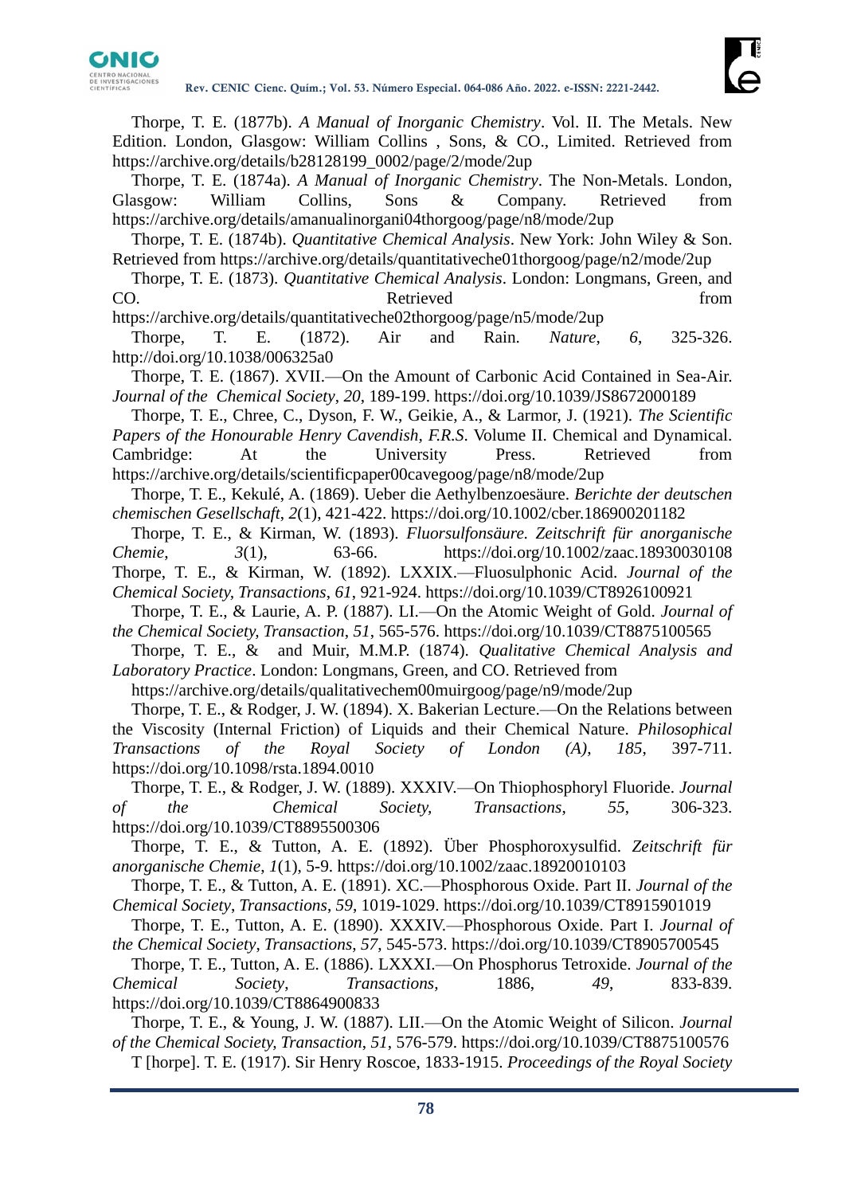Thorpe, T. E. (1877b). *A Manual of Inorganic Chemistry*. Vol. II. The Metals. New Edition. London, Glasgow: William Collins , Sons, & CO., Limited. Retrieved from https://archive.org/details/b28128199_0002/page/2/mode/2up

Thorpe, T. E. (1874a). *A Manual of Inorganic Chemistry*. The Non-Metals. London, Glasgow: William Collins, Sons & Company. Retrieved from https://archive.org/details/amanualinorgani04thorgoog/page/n8/mode/2up

Thorpe, T. E. (1874b). *Quantitative Chemical Analysis*. New York: John Wiley & Son. Retrieved from https://archive.org/details/quantitativeche01thorgoog/page/n2/mode/2up

Thorpe, T. E. (1873). *Quantitative Chemical Analysis*. London: Longmans, Green, and CO. Retrieved from https://archive.org/details/quantitativeche02thorgoog/page/n5/mode/2up

Thorpe, T. E. (1872). Air and Rain. *Nature*, *6*, 325-326. http://doi.org/10.1038/006325a0

Thorpe, T. E. (1867). XVII.—On the Amount of Carbonic Acid Contained in Sea-Air. *Journal of the Chemical Society*, *20*, 189-199. https://doi.org/10.1039/JS8672000189

Thorpe, T. E., Chree, C., Dyson, F. W., Geikie, A., & Larmor, J. (1921). *The Scientific Papers of the Honourable Henry Cavendish, F.R.S*. Volume II. Chemical and Dynamical. Cambridge: At the University Press. Retrieved from https://archive.org/details/scientificpaper00cavegoog/page/n8/mode/2up

Thorpe, T. E., Kekulé, A. (1869). Ueber die Aethylbenzoesäure. *Berichte der deutschen chemischen Gesellschaft*, *2*(1), 421-422. https://doi.org/10.1002/cber.186900201182

Thorpe, T. E., & Kirman, W. (1893). *Fluorsulfonsäure. Zeitschrift für anorganische Chemie*, *3*(1), 63-66. https://doi.org/10.1002/zaac.18930030108

Thorpe, T. E., & Kirman, W. (1892). LXXIX.—Fluosulphonic Acid. *Journal of the Chemical Society, Transactions*, *61*, 921-924. https://doi.org/10.1039/CT8926100921

Thorpe, T. E., & Laurie, A. P. (1887). LI.—On the Atomic Weight of Gold. *Journal of the Chemical Society, Transaction*, *51*, 565-576. https://doi.org/10.1039/CT8875100565

Thorpe, T. E., & and Muir, M.M.P. (1874). *Qualitative Chemical Analysis and Laboratory Practice*. London: Longmans, Green, and CO. Retrieved from https://archive.org/details/qualitativechem00muirgoog/page/n9/mode/2up

Thorpe, T. E., & Rodger, J. W. (1894). X. Bakerian Lecture.—On the Relations between the Viscosity (Internal Friction) of Liquids and their Chemical Nature. *Philosophical Transactions of the Royal Society of London (A)*, *185*, 397-711. https://doi.org/10.1098/rsta.1894.0010

Thorpe, T. E., & Rodger, J. W. (1889). XXXIV.—On Thiophosphoryl Fluoride. *Journal of the Chemical Society, Transactions*, *55*, 306-323. https://doi.org/10.1039/CT8895500306

Thorpe, T. E., & Tutton, A. E. (1892). Über Phosphoroxysulfid. *Zeitschrift für anorganische Chemie*, *1*(1), 5-9. https://doi.org/10.1002/zaac.18920010103

Thorpe, T. E., & Tutton, A. E. (1891). XC.—Phosphorous Oxide. Part II. *Journal of the Chemical Society*, *Transactions*, *59*, 1019-1029. https://doi.org/10.1039/CT8915901019

Thorpe, T. E., Tutton, A. E. (1890). XXXIV.—Phosphorous Oxide. Part I. *Journal of the Chemical Society*, *Transactions*, *57*, 545-573. https://doi.org/10.1039/CT8905700545

Thorpe, T. E., Tutton, A. E. (1886). LXXXI.—On Phosphorus Tetroxide. *Journal of the Chemical Society*, *Transactions*, 1886, *49*, 833-839. https://doi.org/10.1039/CT8864900833

Thorpe, T. E., & Young, J. W. (1887). LII.—On the Atomic Weight of Silicon. *Journal of the Chemical Society, Transaction*, *51*, 576-579. https://doi.org/10.1039/CT8875100576

T [horpe]. T. E. (1917). Sir Henry Roscoe, 1833-1915. *Proceedings of the Royal Society*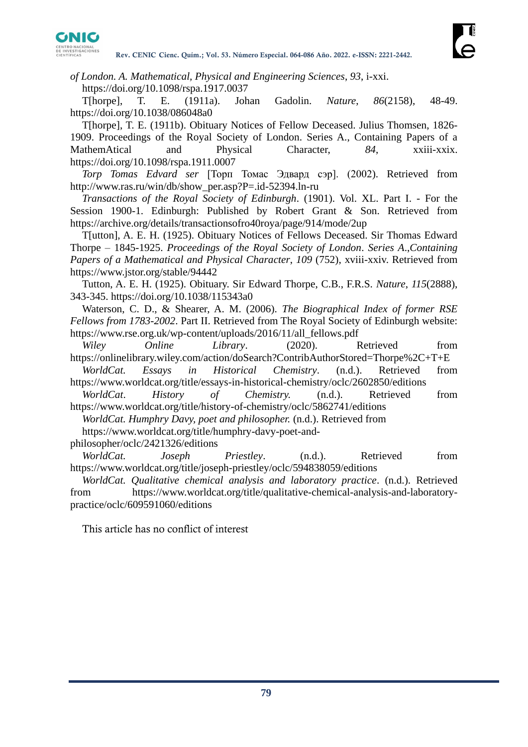*of London. A. Mathematical, Physical and Engineering Sciences*, *93*, i-xxi. https://doi.org/10.1098/rspa.1917.0037

T[horpe], T. E. (1911a). Johan Gadolin. *Nature*, *86*(2158), 48-49. https://doi.org/10.1038/086048a0

T[horpe], T. E. (1911b). Obituary Notices of Fellow Deceased. Julius Thomsen, 1826-1909. Proceedings of the Royal Society of London. Series A., Containing Papers of a MathemAtical and Physical Character, *84*, xxiii-xxix. https://doi.org/10.1098/rspa.1911.0007

*Torp Tomas Edvard ser* [Торп Томас Эдвард сэр]. (2002). Retrieved from http://www.ras.ru/win/db/show_per.asp?P=.id-52394.ln-ru

*Transactions of the Royal Society of Edinburgh*. (1901). Vol. XL. Part I. - For the Session 1900-1. Edinburgh: Published by Robert Grant & Son. Retrieved from https://archive.org/details/transactionsofro40roya/page/914/mode/2up

T[utton], A. E. H. (1925). Obituary Notices of Fellows Deceased. Sir Thomas Edward Thorpe – 1845-1925. *Proceedings of the Royal Society of London*. *Series A.,Containing Papers of a Mathematical and Physical Character*, *109* (752), xviii-xxiv. Retrieved from https://www.jstor.org/stable/94442

Tutton, A. E. H. (1925). Obituary. Sir Edward Thorpe, C.B., F.R.S. *Nature*, *115*(2888), 343-345. https://doi.org/10.1038/115343a0

Waterson, C. D., & Shearer, A. M. (2006). *The Biographical Index of former RSE Fellows from 1783-2002*. Part II. Retrieved from The Royal Society of Edinburgh website: https://www.rse.org.uk/wp-content/uploads/2016/11/all_fellows.pdf

*Wiley Online Library*. (2020). Retrieved from https://onlinelibrary.wiley.com/action/doSearch?ContribAuthorStored=Thorpe%2C+T+E

*WorldCat. Essays in Historical Chemistry*. (n.d.). Retrieved from https://www.worldcat.org/title/essays-in-historical-chemistry/oclc/2602850/editions

*WorldCat*. *History of Chemistry.* (n.d.). Retrieved from https://www.worldcat.org/title/history-of-chemistry/oclc/5862741/editions

*WorldCat. Humphry Davy, poet and philosopher.* (n.d.). Retrieved from https://www.worldcat.org/title/humphry-davy-poet-and-philosopher/oclc/2421326/editions

*WorldCat. Joseph Priestley*. (n.d.). Retrieved from https://www.worldcat.org/title/joseph-priestley/oclc/594838059/editions

*WorldCat. Qualitative chemical analysis and laboratory practice*. (n.d.). Retrieved from https://www.worldcat.org/title/qualitative-chemical-analysis-and-laboratory-practice/oclc/609591060/editions

This article has no conflict of interest